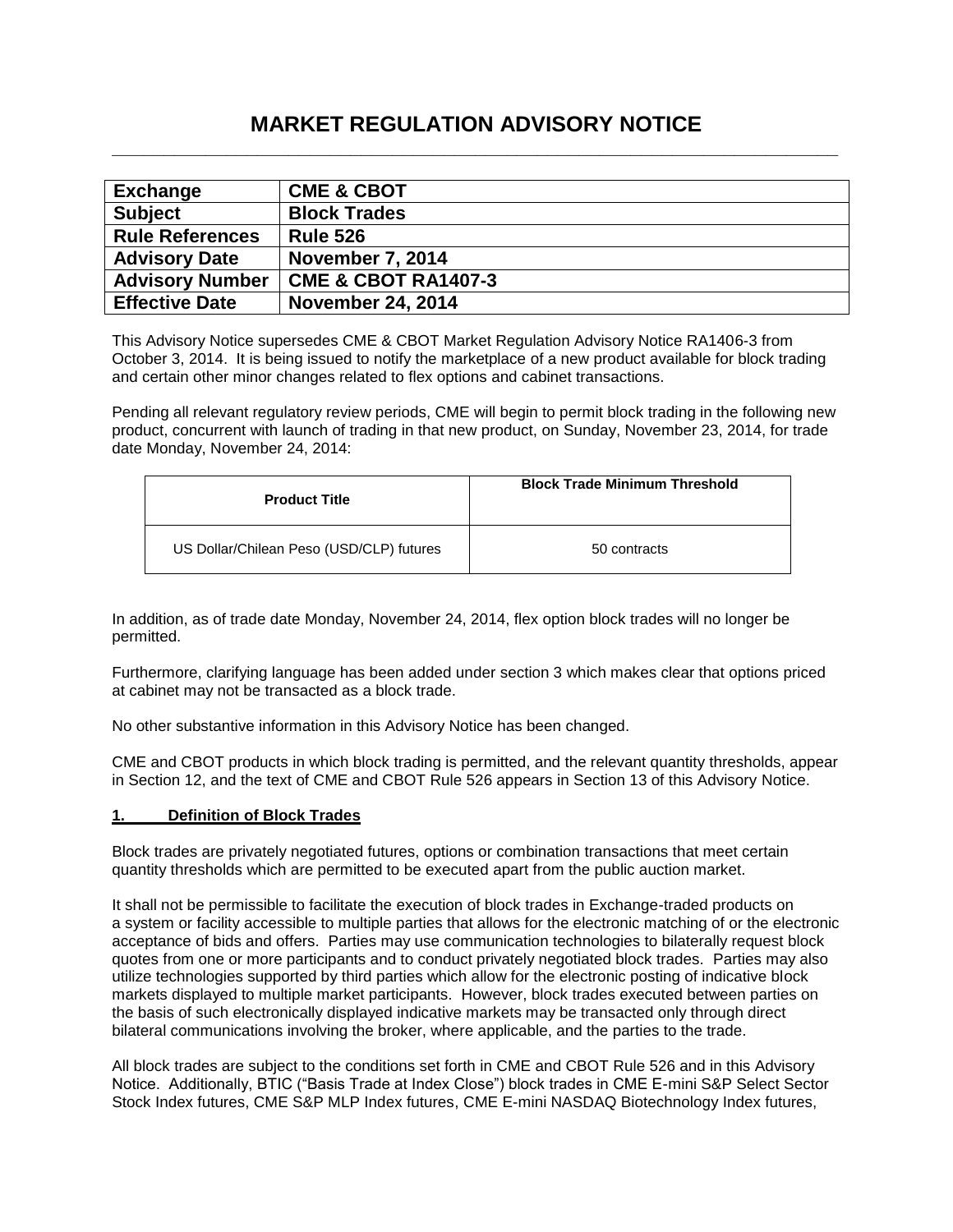# MARKET REGULATION ADVISORY NOTICE

| Exchange | CME & CBOT |
|---|---|
| **Subject** | **Block Trades** |
| **Rule References** | **Rule 526** |
| **Advisory Date** | **November 7, 2014** |
| **Advisory Number** | **CME & CBOT RA1407-3** |
| **Effective Date** | **November 24, 2014** |

This Advisory Notice supersedes CME & CBOT Market Regulation Advisory Notice RA1406-3 from October 3, 2014. It is being issued to notify the marketplace of a new product available for block trading and certain other minor changes related to flex options and cabinet transactions.

Pending all relevant regulatory review periods, CME will begin to permit block trading in the following new product, concurrent with launch of trading in that new product, on Sunday, November 23, 2014, for trade date Monday, November 24, 2014:

| Product Title | Block Trade Minimum Threshold |
|---|---|
| US Dollar/Chilean Peso (USD/CLP) futures | 50 contracts |

In addition, as of trade date Monday, November 24, 2014, flex option block trades will no longer be permitted.

Furthermore, clarifying language has been added under section 3 which makes clear that options priced at cabinet may not be transacted as a block trade.

No other substantive information in this Advisory Notice has been changed.

CME and CBOT products in which block trading is permitted, and the relevant quantity thresholds, appear in Section 12, and the text of CME and CBOT Rule 526 appears in Section 13 of this Advisory Notice.

## 1. Definition of Block Trades

Block trades are privately negotiated futures, options or combination transactions that meet certain quantity thresholds which are permitted to be executed apart from the public auction market.

It shall not be permissible to facilitate the execution of block trades in Exchange-traded products on a system or facility accessible to multiple parties that allows for the electronic matching of or the electronic acceptance of bids and offers. Parties may use communication technologies to bilaterally request block quotes from one or more participants and to conduct privately negotiated block trades. Parties may also utilize technologies supported by third parties which allow for the electronic posting of indicative block markets displayed to multiple market participants. However, block trades executed between parties on the basis of such electronically displayed indicative markets may be transacted only through direct bilateral communications involving the broker, where applicable, and the parties to the trade.

All block trades are subject to the conditions set forth in CME and CBOT Rule 526 and in this Advisory Notice. Additionally, BTIC ("Basis Trade at Index Close") block trades in CME E-mini S&P Select Sector Stock Index futures, CME S&P MLP Index futures, CME E-mini NASDAQ Biotechnology Index futures,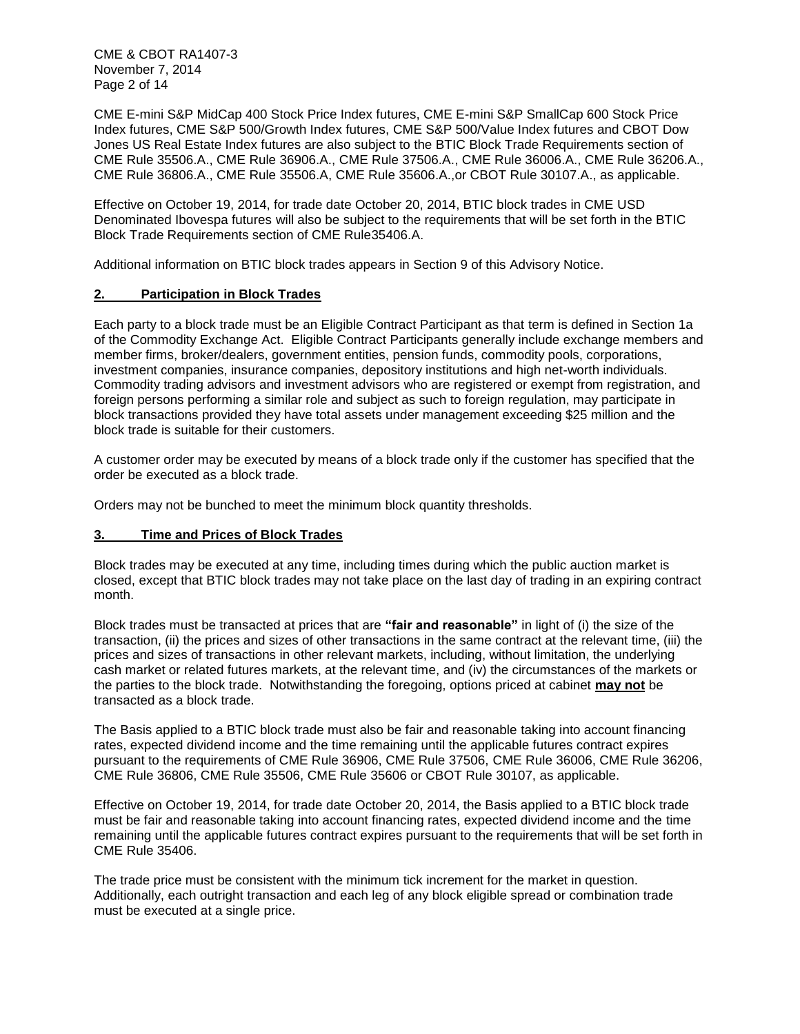CME E-mini S&P MidCap 400 Stock Price Index futures, CME E-mini S&P SmallCap 600 Stock Price Index futures, CME S&P 500/Growth Index futures, CME S&P 500/Value Index futures and CBOT Dow Jones US Real Estate Index futures are also subject to the BTIC Block Trade Requirements section of CME Rule 35506.A., CME Rule 36906.A., CME Rule 37506.A., CME Rule 36006.A., CME Rule 36206.A., CME Rule 36806.A., CME Rule 35506.A, CME Rule 35606.A.,or CBOT Rule 30107.A., as applicable.

Effective on October 19, 2014, for trade date October 20, 2014, BTIC block trades in CME USD Denominated Ibovespa futures will also be subject to the requirements that will be set forth in the BTIC Block Trade Requirements section of CME Rule35406.A.

Additional information on BTIC block trades appears in Section 9 of this Advisory Notice.

## 2. Participation in Block Trades

Each party to a block trade must be an Eligible Contract Participant as that term is defined in Section 1a of the Commodity Exchange Act. Eligible Contract Participants generally include exchange members and member firms, broker/dealers, government entities, pension funds, commodity pools, corporations, investment companies, insurance companies, depository institutions and high net-worth individuals. Commodity trading advisors and investment advisors who are registered or exempt from registration, and foreign persons performing a similar role and subject as such to foreign regulation, may participate in block transactions provided they have total assets under management exceeding $25 million and the block trade is suitable for their customers.

A customer order may be executed by means of a block trade only if the customer has specified that the order be executed as a block trade.

Orders may not be bunched to meet the minimum block quantity thresholds.

## 3. Time and Prices of Block Trades

Block trades may be executed at any time, including times during which the public auction market is closed, except that BTIC block trades may not take place on the last day of trading in an expiring contract month.

Block trades must be transacted at prices that are **"fair and reasonable"** in light of (i) the size of the transaction, (ii) the prices and sizes of other transactions in the same contract at the relevant time, (iii) the prices and sizes of transactions in other relevant markets, including, without limitation, the underlying cash market or related futures markets, at the relevant time, and (iv) the circumstances of the markets or the parties to the block trade. Notwithstanding the foregoing, options priced at cabinet **may not** be transacted as a block trade.

The Basis applied to a BTIC block trade must also be fair and reasonable taking into account financing rates, expected dividend income and the time remaining until the applicable futures contract expires pursuant to the requirements of CME Rule 36906, CME Rule 37506, CME Rule 36006, CME Rule 36206, CME Rule 36806, CME Rule 35506, CME Rule 35606 or CBOT Rule 30107, as applicable.

Effective on October 19, 2014, for trade date October 20, 2014, the Basis applied to a BTIC block trade must be fair and reasonable taking into account financing rates, expected dividend income and the time remaining until the applicable futures contract expires pursuant to the requirements that will be set forth in CME Rule 35406.

The trade price must be consistent with the minimum tick increment for the market in question. Additionally, each outright transaction and each leg of any block eligible spread or combination trade must be executed at a single price.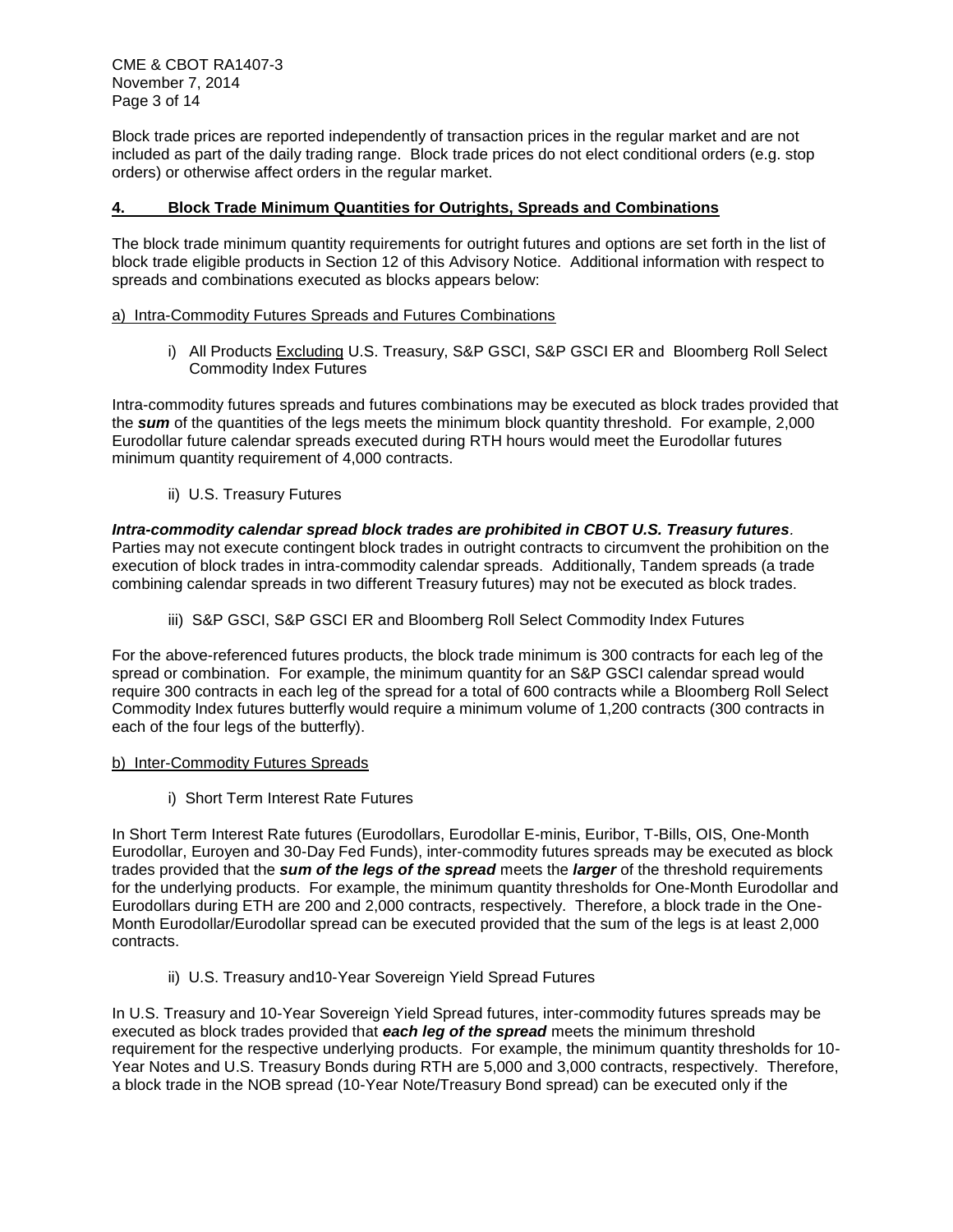Block trade prices are reported independently of transaction prices in the regular market and are not included as part of the daily trading range. Block trade prices do not elect conditional orders (e.g. stop orders) or otherwise affect orders in the regular market.

## 4. Block Trade Minimum Quantities for Outrights, Spreads and Combinations

The block trade minimum quantity requirements for outright futures and options are set forth in the list of block trade eligible products in Section 12 of this Advisory Notice. Additional information with respect to spreads and combinations executed as blocks appears below:

### a) Intra-Commodity Futures Spreads and Futures Combinations

i) All Products Excluding U.S. Treasury, S&P GSCI, S&P GSCI ER and Bloomberg Roll Select Commodity Index Futures

Intra-commodity futures spreads and futures combinations may be executed as block trades provided that the ***sum*** of the quantities of the legs meets the minimum block quantity threshold. For example, 2,000 Eurodollar future calendar spreads executed during RTH hours would meet the Eurodollar futures minimum quantity requirement of 4,000 contracts.

ii) U.S. Treasury Futures

***Intra-commodity calendar spread block trades are prohibited in CBOT U.S. Treasury futures***. Parties may not execute contingent block trades in outright contracts to circumvent the prohibition on the execution of block trades in intra-commodity calendar spreads. Additionally, Tandem spreads (a trade combining calendar spreads in two different Treasury futures) may not be executed as block trades.

iii) S&P GSCI, S&P GSCI ER and Bloomberg Roll Select Commodity Index Futures

For the above-referenced futures products, the block trade minimum is 300 contracts for each leg of the spread or combination. For example, the minimum quantity for an S&P GSCI calendar spread would require 300 contracts in each leg of the spread for a total of 600 contracts while a Bloomberg Roll Select Commodity Index futures butterfly would require a minimum volume of 1,200 contracts (300 contracts in each of the four legs of the butterfly).

### b) Inter-Commodity Futures Spreads

i) Short Term Interest Rate Futures

In Short Term Interest Rate futures (Eurodollars, Eurodollar E-minis, Euribor, T-Bills, OIS, One-Month Eurodollar, Euroyen and 30-Day Fed Funds), inter-commodity futures spreads may be executed as block trades provided that the ***sum of the legs of the spread*** meets the ***larger*** of the threshold requirements for the underlying products. For example, the minimum quantity thresholds for One-Month Eurodollar and Eurodollars during ETH are 200 and 2,000 contracts, respectively. Therefore, a block trade in the One-Month Eurodollar/Eurodollar spread can be executed provided that the sum of the legs is at least 2,000 contracts.

ii) U.S. Treasury and10-Year Sovereign Yield Spread Futures

In U.S. Treasury and 10-Year Sovereign Yield Spread futures, inter-commodity futures spreads may be executed as block trades provided that ***each leg of the spread*** meets the minimum threshold requirement for the respective underlying products. For example, the minimum quantity thresholds for 10-Year Notes and U.S. Treasury Bonds during RTH are 5,000 and 3,000 contracts, respectively. Therefore, a block trade in the NOB spread (10-Year Note/Treasury Bond spread) can be executed only if the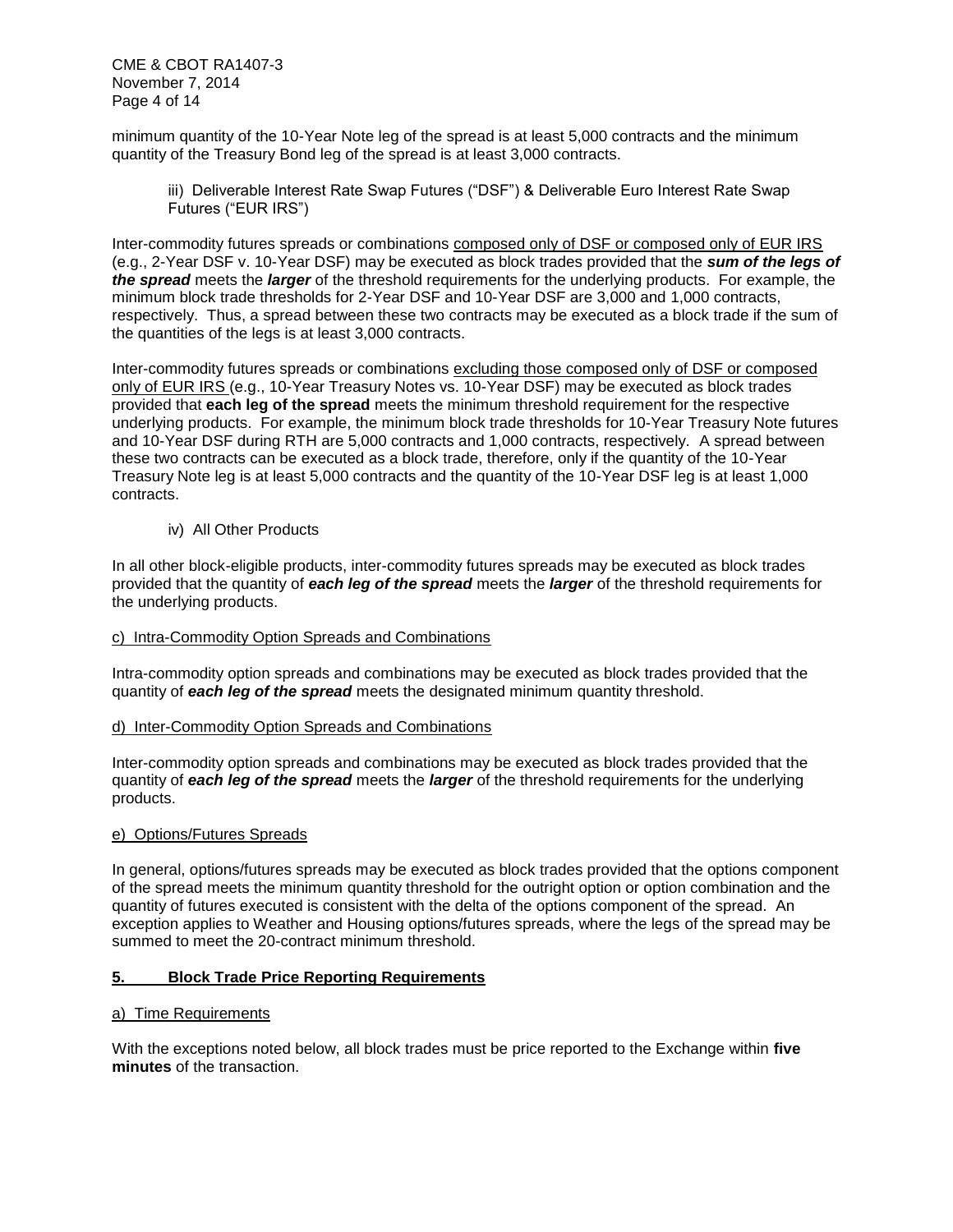minimum quantity of the 10-Year Note leg of the spread is at least 5,000 contracts and the minimum quantity of the Treasury Bond leg of the spread is at least 3,000 contracts.

iii) Deliverable Interest Rate Swap Futures ("DSF") & Deliverable Euro Interest Rate Swap Futures ("EUR IRS")

Inter-commodity futures spreads or combinations composed only of DSF or composed only of EUR IRS (e.g., 2-Year DSF v. 10-Year DSF) may be executed as block trades provided that the ***sum of the legs of the spread*** meets the ***larger*** of the threshold requirements for the underlying products. For example, the minimum block trade thresholds for 2-Year DSF and 10-Year DSF are 3,000 and 1,000 contracts, respectively. Thus, a spread between these two contracts may be executed as a block trade if the sum of the quantities of the legs is at least 3,000 contracts.

Inter-commodity futures spreads or combinations excluding those composed only of DSF or composed only of EUR IRS (e.g., 10-Year Treasury Notes vs. 10-Year DSF) may be executed as block trades provided that **each leg of the spread** meets the minimum threshold requirement for the respective underlying products. For example, the minimum block trade thresholds for 10-Year Treasury Note futures and 10-Year DSF during RTH are 5,000 contracts and 1,000 contracts, respectively. A spread between these two contracts can be executed as a block trade, therefore, only if the quantity of the 10-Year Treasury Note leg is at least 5,000 contracts and the quantity of the 10-Year DSF leg is at least 1,000 contracts.

iv) All Other Products

In all other block-eligible products, inter-commodity futures spreads may be executed as block trades provided that the quantity of ***each leg of the spread*** meets the ***larger*** of the threshold requirements for the underlying products.

c) Intra-Commodity Option Spreads and Combinations

Intra-commodity option spreads and combinations may be executed as block trades provided that the quantity of ***each leg of the spread*** meets the designated minimum quantity threshold.

d) Inter-Commodity Option Spreads and Combinations

Inter-commodity option spreads and combinations may be executed as block trades provided that the quantity of ***each leg of the spread*** meets the ***larger*** of the threshold requirements for the underlying products.

e) Options/Futures Spreads

In general, options/futures spreads may be executed as block trades provided that the options component of the spread meets the minimum quantity threshold for the outright option or option combination and the quantity of futures executed is consistent with the delta of the options component of the spread. An exception applies to Weather and Housing options/futures spreads, where the legs of the spread may be summed to meet the 20-contract minimum threshold.

## 5. Block Trade Price Reporting Requirements

a) Time Requirements

With the exceptions noted below, all block trades must be price reported to the Exchange within **five minutes** of the transaction.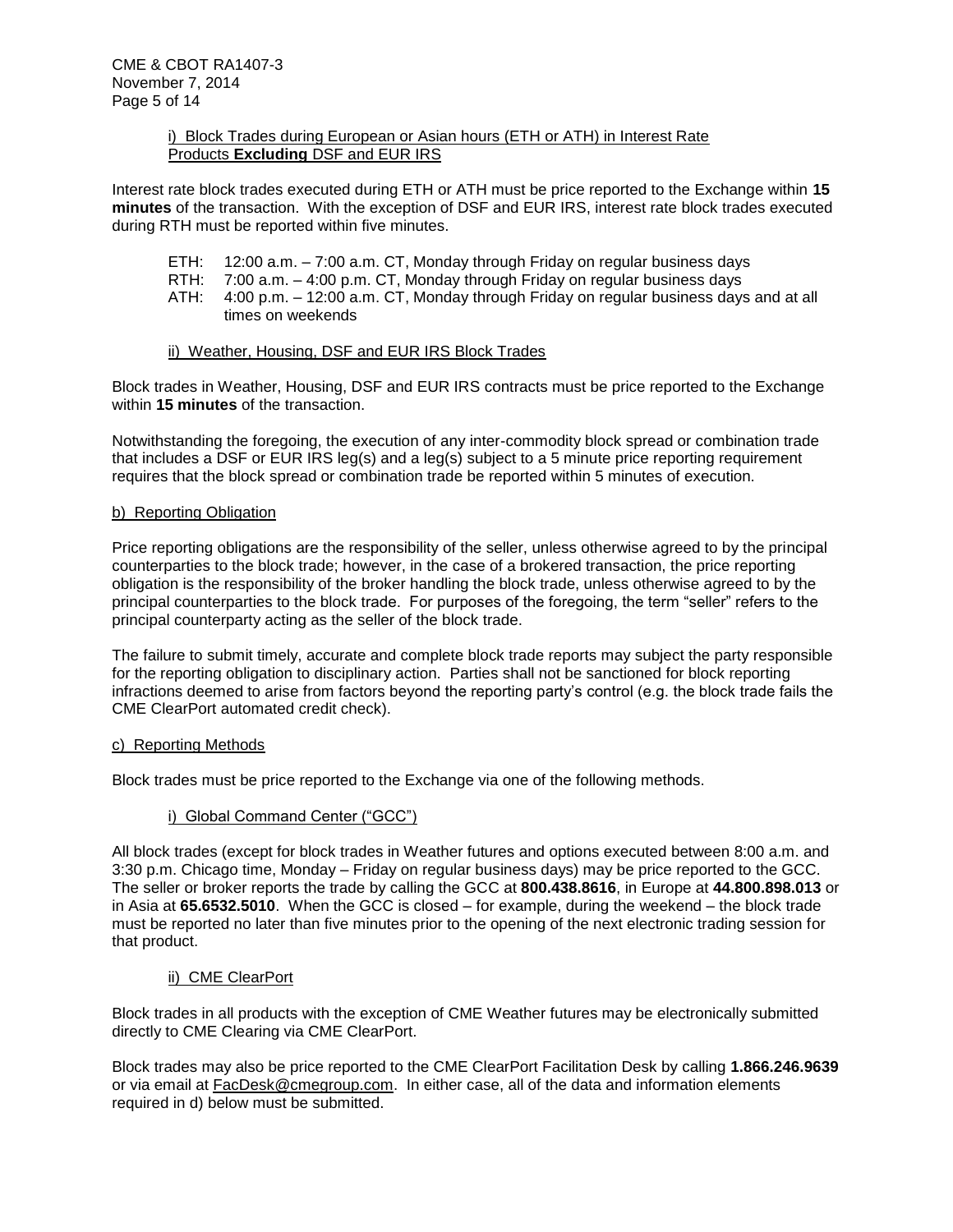i) Block Trades during European or Asian hours (ETH or ATH) in Interest Rate Products **Excluding** DSF and EUR IRS

Interest rate block trades executed during ETH or ATH must be price reported to the Exchange within **15 minutes** of the transaction. With the exception of DSF and EUR IRS, interest rate block trades executed during RTH must be reported within five minutes.

ETH: 12:00 a.m. – 7:00 a.m. CT, Monday through Friday on regular business days
RTH: 7:00 a.m. – 4:00 p.m. CT, Monday through Friday on regular business days
ATH: 4:00 p.m. – 12:00 a.m. CT, Monday through Friday on regular business days and at all times on weekends

ii) Weather, Housing, DSF and EUR IRS Block Trades

Block trades in Weather, Housing, DSF and EUR IRS contracts must be price reported to the Exchange within **15 minutes** of the transaction.

Notwithstanding the foregoing, the execution of any inter-commodity block spread or combination trade that includes a DSF or EUR IRS leg(s) and a leg(s) subject to a 5 minute price reporting requirement requires that the block spread or combination trade be reported within 5 minutes of execution.

b) Reporting Obligation

Price reporting obligations are the responsibility of the seller, unless otherwise agreed to by the principal counterparties to the block trade; however, in the case of a brokered transaction, the price reporting obligation is the responsibility of the broker handling the block trade, unless otherwise agreed to by the principal counterparties to the block trade. For purposes of the foregoing, the term "seller" refers to the principal counterparty acting as the seller of the block trade.

The failure to submit timely, accurate and complete block trade reports may subject the party responsible for the reporting obligation to disciplinary action. Parties shall not be sanctioned for block reporting infractions deemed to arise from factors beyond the reporting party's control (e.g. the block trade fails the CME ClearPort automated credit check).

c) Reporting Methods

Block trades must be price reported to the Exchange via one of the following methods.

i) Global Command Center ("GCC")

All block trades (except for block trades in Weather futures and options executed between 8:00 a.m. and 3:30 p.m. Chicago time, Monday – Friday on regular business days) may be price reported to the GCC. The seller or broker reports the trade by calling the GCC at **800.438.8616**, in Europe at **44.800.898.013** or in Asia at **65.6532.5010**. When the GCC is closed – for example, during the weekend – the block trade must be reported no later than five minutes prior to the opening of the next electronic trading session for that product.

ii) CME ClearPort

Block trades in all products with the exception of CME Weather futures may be electronically submitted directly to CME Clearing via CME ClearPort.

Block trades may also be price reported to the CME ClearPort Facilitation Desk by calling **1.866.246.9639** or via email at FacDesk@cmegroup.com. In either case, all of the data and information elements required in d) below must be submitted.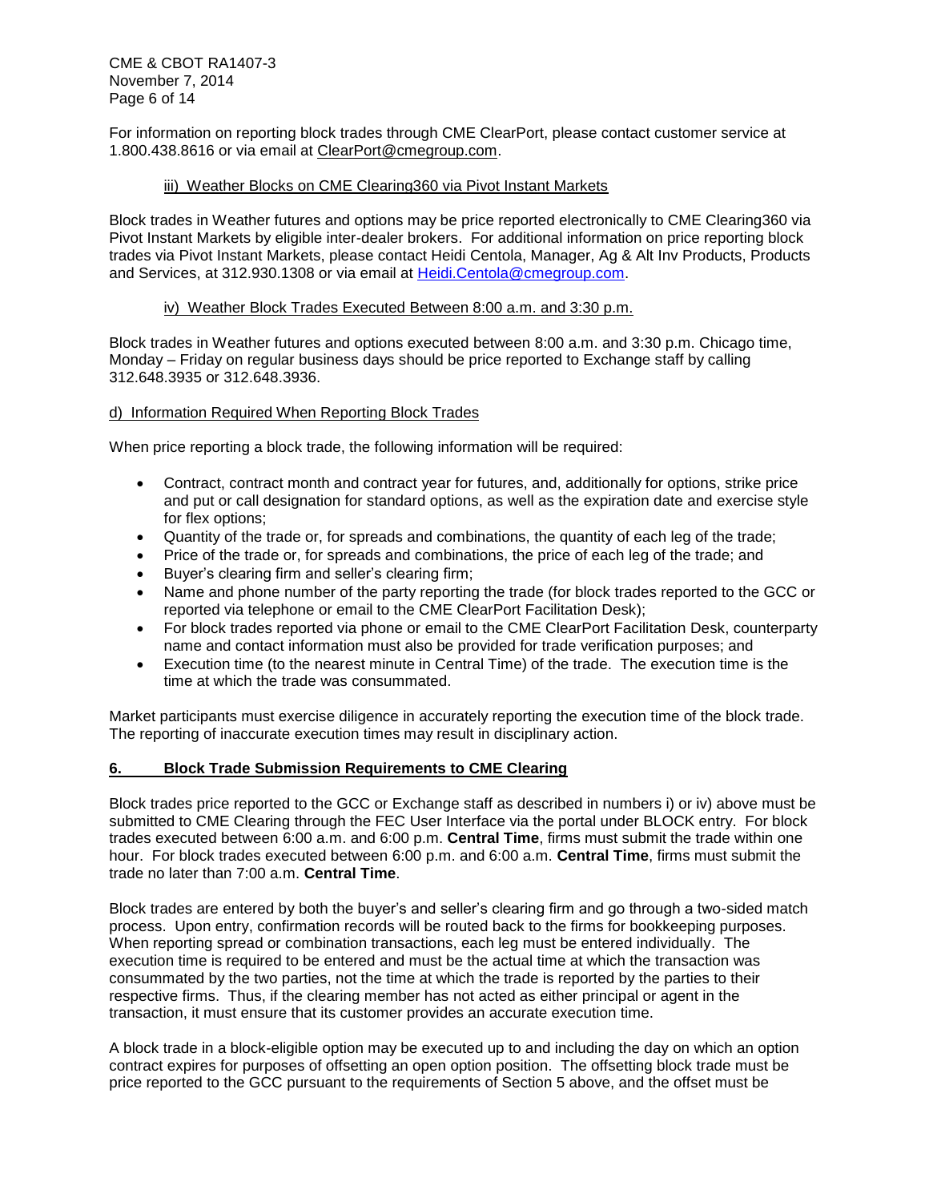For information on reporting block trades through CME ClearPort, please contact customer service at 1.800.438.8616 or via email at ClearPort@cmegroup.com.

iii) Weather Blocks on CME Clearing360 via Pivot Instant Markets

Block trades in Weather futures and options may be price reported electronically to CME Clearing360 via Pivot Instant Markets by eligible inter-dealer brokers. For additional information on price reporting block trades via Pivot Instant Markets, please contact Heidi Centola, Manager, Ag & Alt Inv Products, Products and Services, at 312.930.1308 or via email at Heidi.Centola@cmegroup.com.

iv) Weather Block Trades Executed Between 8:00 a.m. and 3:30 p.m.

Block trades in Weather futures and options executed between 8:00 a.m. and 3:30 p.m. Chicago time, Monday – Friday on regular business days should be price reported to Exchange staff by calling 312.648.3935 or 312.648.3936.

d) Information Required When Reporting Block Trades

When price reporting a block trade, the following information will be required:

- Contract, contract month and contract year for futures, and, additionally for options, strike price and put or call designation for standard options, as well as the expiration date and exercise style for flex options;
- Quantity of the trade or, for spreads and combinations, the quantity of each leg of the trade;
- Price of the trade or, for spreads and combinations, the price of each leg of the trade; and
- Buyer's clearing firm and seller's clearing firm;
- Name and phone number of the party reporting the trade (for block trades reported to the GCC or reported via telephone or email to the CME ClearPort Facilitation Desk);
- For block trades reported via phone or email to the CME ClearPort Facilitation Desk, counterparty name and contact information must also be provided for trade verification purposes; and
- Execution time (to the nearest minute in Central Time) of the trade. The execution time is the time at which the trade was consummated.

Market participants must exercise diligence in accurately reporting the execution time of the block trade. The reporting of inaccurate execution times may result in disciplinary action.

## 6. Block Trade Submission Requirements to CME Clearing

Block trades price reported to the GCC or Exchange staff as described in numbers i) or iv) above must be submitted to CME Clearing through the FEC User Interface via the portal under BLOCK entry. For block trades executed between 6:00 a.m. and 6:00 p.m. **Central Time**, firms must submit the trade within one hour. For block trades executed between 6:00 p.m. and 6:00 a.m. **Central Time**, firms must submit the trade no later than 7:00 a.m. **Central Time**.

Block trades are entered by both the buyer's and seller's clearing firm and go through a two-sided match process. Upon entry, confirmation records will be routed back to the firms for bookkeeping purposes. When reporting spread or combination transactions, each leg must be entered individually. The execution time is required to be entered and must be the actual time at which the transaction was consummated by the two parties, not the time at which the trade is reported by the parties to their respective firms. Thus, if the clearing member has not acted as either principal or agent in the transaction, it must ensure that its customer provides an accurate execution time.

A block trade in a block-eligible option may be executed up to and including the day on which an option contract expires for purposes of offsetting an open option position. The offsetting block trade must be price reported to the GCC pursuant to the requirements of Section 5 above, and the offset must be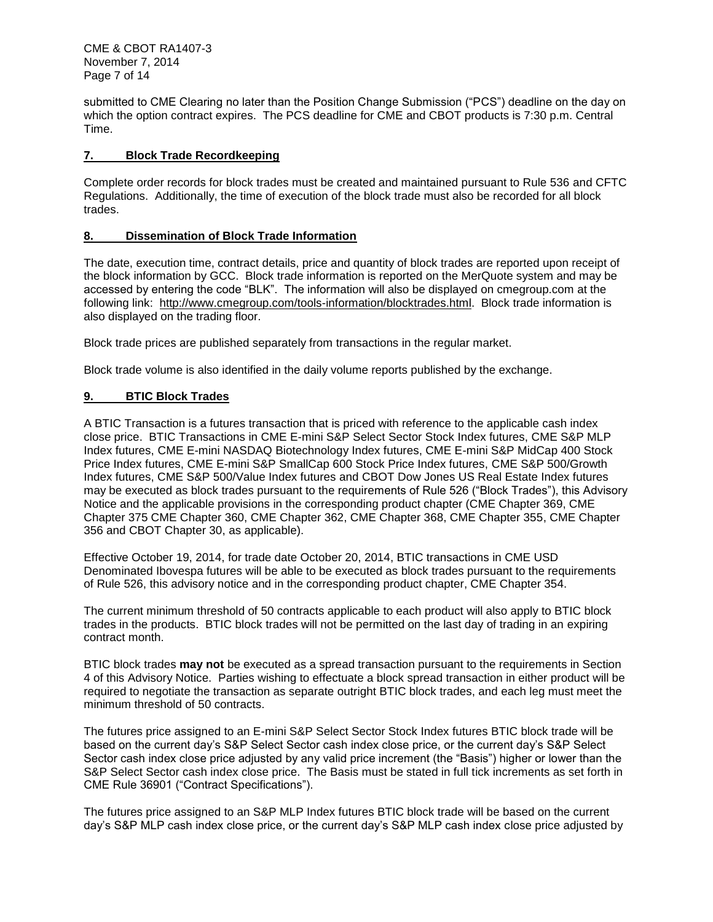submitted to CME Clearing no later than the Position Change Submission ("PCS") deadline on the day on which the option contract expires. The PCS deadline for CME and CBOT products is 7:30 p.m. Central Time.

## 7. Block Trade Recordkeeping

Complete order records for block trades must be created and maintained pursuant to Rule 536 and CFTC Regulations. Additionally, the time of execution of the block trade must also be recorded for all block trades.

## 8. Dissemination of Block Trade Information

The date, execution time, contract details, price and quantity of block trades are reported upon receipt of the block information by GCC. Block trade information is reported on the MerQuote system and may be accessed by entering the code "BLK". The information will also be displayed on cmegroup.com at the following link: http://www.cmegroup.com/tools-information/blocktrades.html. Block trade information is also displayed on the trading floor.

Block trade prices are published separately from transactions in the regular market.

Block trade volume is also identified in the daily volume reports published by the exchange.

## 9. BTIC Block Trades

A BTIC Transaction is a futures transaction that is priced with reference to the applicable cash index close price. BTIC Transactions in CME E-mini S&P Select Sector Stock Index futures, CME S&P MLP Index futures, CME E-mini NASDAQ Biotechnology Index futures, CME E-mini S&P MidCap 400 Stock Price Index futures, CME E-mini S&P SmallCap 600 Stock Price Index futures, CME S&P 500/Growth Index futures, CME S&P 500/Value Index futures and CBOT Dow Jones US Real Estate Index futures may be executed as block trades pursuant to the requirements of Rule 526 ("Block Trades"), this Advisory Notice and the applicable provisions in the corresponding product chapter (CME Chapter 369, CME Chapter 375 CME Chapter 360, CME Chapter 362, CME Chapter 368, CME Chapter 355, CME Chapter 356 and CBOT Chapter 30, as applicable).

Effective October 19, 2014, for trade date October 20, 2014, BTIC transactions in CME USD Denominated Ibovespa futures will be able to be executed as block trades pursuant to the requirements of Rule 526, this advisory notice and in the corresponding product chapter, CME Chapter 354.

The current minimum threshold of 50 contracts applicable to each product will also apply to BTIC block trades in the products. BTIC block trades will not be permitted on the last day of trading in an expiring contract month.

BTIC block trades **may not** be executed as a spread transaction pursuant to the requirements in Section 4 of this Advisory Notice. Parties wishing to effectuate a block spread transaction in either product will be required to negotiate the transaction as separate outright BTIC block trades, and each leg must meet the minimum threshold of 50 contracts.

The futures price assigned to an E-mini S&P Select Sector Stock Index futures BTIC block trade will be based on the current day's S&P Select Sector cash index close price, or the current day's S&P Select Sector cash index close price adjusted by any valid price increment (the "Basis") higher or lower than the S&P Select Sector cash index close price. The Basis must be stated in full tick increments as set forth in CME Rule 36901 ("Contract Specifications").

The futures price assigned to an S&P MLP Index futures BTIC block trade will be based on the current day's S&P MLP cash index close price, or the current day's S&P MLP cash index close price adjusted by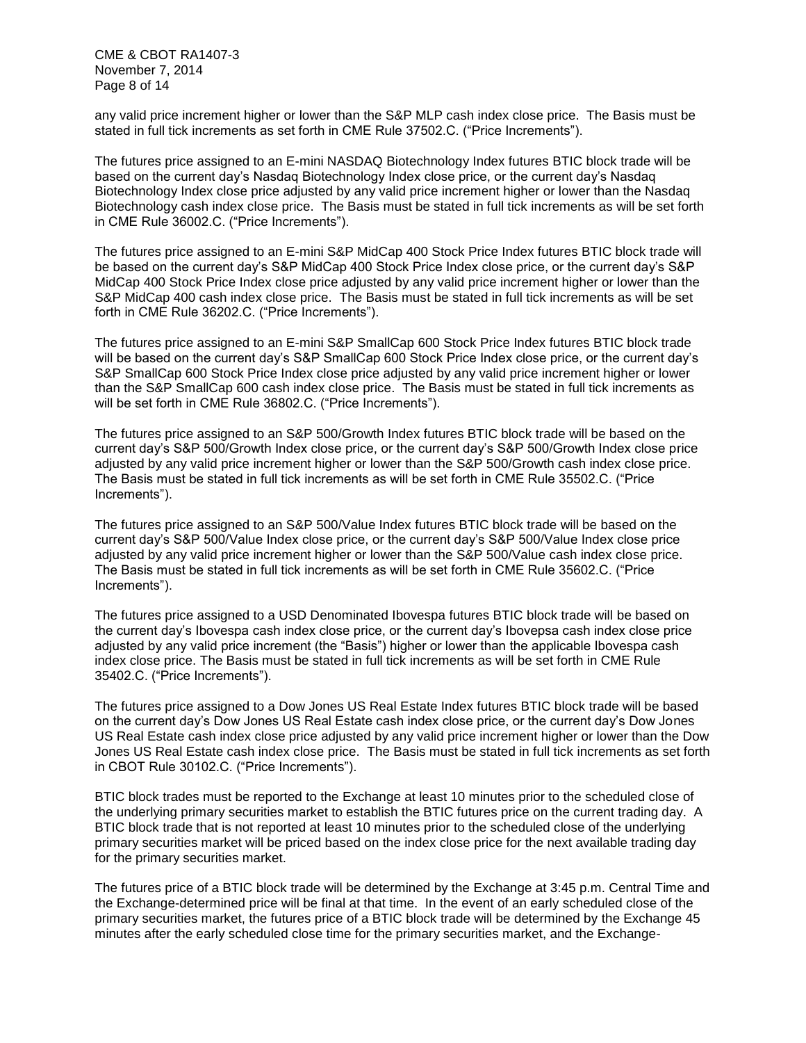any valid price increment higher or lower than the S&P MLP cash index close price. The Basis must be stated in full tick increments as set forth in CME Rule 37502.C. ("Price Increments").

The futures price assigned to an E-mini NASDAQ Biotechnology Index futures BTIC block trade will be based on the current day's Nasdaq Biotechnology Index close price, or the current day's Nasdaq Biotechnology Index close price adjusted by any valid price increment higher or lower than the Nasdaq Biotechnology cash index close price. The Basis must be stated in full tick increments as will be set forth in CME Rule 36002.C. ("Price Increments").

The futures price assigned to an E-mini S&P MidCap 400 Stock Price Index futures BTIC block trade will be based on the current day's S&P MidCap 400 Stock Price Index close price, or the current day's S&P MidCap 400 Stock Price Index close price adjusted by any valid price increment higher or lower than the S&P MidCap 400 cash index close price. The Basis must be stated in full tick increments as will be set forth in CME Rule 36202.C. ("Price Increments").

The futures price assigned to an E-mini S&P SmallCap 600 Stock Price Index futures BTIC block trade will be based on the current day's S&P SmallCap 600 Stock Price Index close price, or the current day's S&P SmallCap 600 Stock Price Index close price adjusted by any valid price increment higher or lower than the S&P SmallCap 600 cash index close price. The Basis must be stated in full tick increments as will be set forth in CME Rule 36802.C. ("Price Increments").

The futures price assigned to an S&P 500/Growth Index futures BTIC block trade will be based on the current day's S&P 500/Growth Index close price, or the current day's S&P 500/Growth Index close price adjusted by any valid price increment higher or lower than the S&P 500/Growth cash index close price. The Basis must be stated in full tick increments as will be set forth in CME Rule 35502.C. ("Price Increments").

The futures price assigned to an S&P 500/Value Index futures BTIC block trade will be based on the current day's S&P 500/Value Index close price, or the current day's S&P 500/Value Index close price adjusted by any valid price increment higher or lower than the S&P 500/Value cash index close price. The Basis must be stated in full tick increments as will be set forth in CME Rule 35602.C. ("Price Increments").

The futures price assigned to a USD Denominated Ibovespa futures BTIC block trade will be based on the current day's Ibovespa cash index close price, or the current day's Ibovepsa cash index close price adjusted by any valid price increment (the "Basis") higher or lower than the applicable Ibovespa cash index close price. The Basis must be stated in full tick increments as will be set forth in CME Rule 35402.C. ("Price Increments").

The futures price assigned to a Dow Jones US Real Estate Index futures BTIC block trade will be based on the current day's Dow Jones US Real Estate cash index close price, or the current day's Dow Jones US Real Estate cash index close price adjusted by any valid price increment higher or lower than the Dow Jones US Real Estate cash index close price. The Basis must be stated in full tick increments as set forth in CBOT Rule 30102.C. ("Price Increments").

BTIC block trades must be reported to the Exchange at least 10 minutes prior to the scheduled close of the underlying primary securities market to establish the BTIC futures price on the current trading day. A BTIC block trade that is not reported at least 10 minutes prior to the scheduled close of the underlying primary securities market will be priced based on the index close price for the next available trading day for the primary securities market.

The futures price of a BTIC block trade will be determined by the Exchange at 3:45 p.m. Central Time and the Exchange-determined price will be final at that time. In the event of an early scheduled close of the primary securities market, the futures price of a BTIC block trade will be determined by the Exchange 45 minutes after the early scheduled close time for the primary securities market, and the Exchange-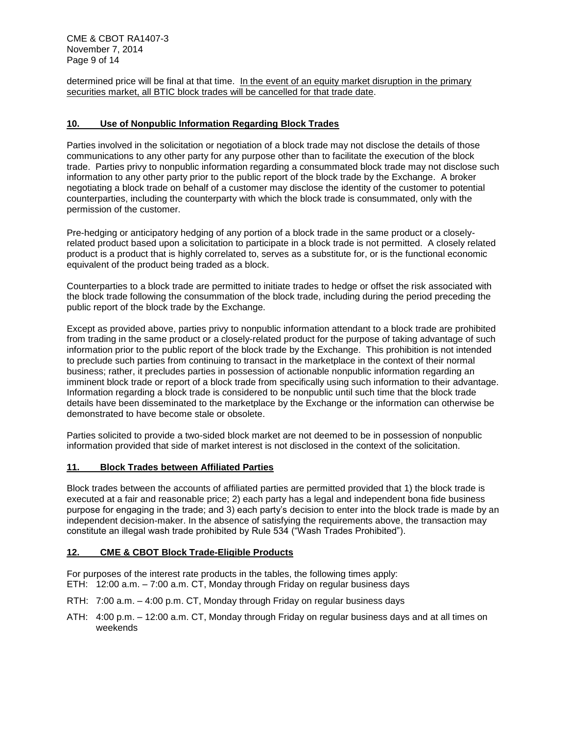determined price will be final at that time. <u>In the event of an equity market disruption in the primary securities market, all BTIC block trades will be cancelled for that trade date</u>.

## 10. Use of Nonpublic Information Regarding Block Trades

Parties involved in the solicitation or negotiation of a block trade may not disclose the details of those communications to any other party for any purpose other than to facilitate the execution of the block trade. Parties privy to nonpublic information regarding a consummated block trade may not disclose such information to any other party prior to the public report of the block trade by the Exchange. A broker negotiating a block trade on behalf of a customer may disclose the identity of the customer to potential counterparties, including the counterparty with which the block trade is consummated, only with the permission of the customer.

Pre-hedging or anticipatory hedging of any portion of a block trade in the same product or a closely-related product based upon a solicitation to participate in a block trade is not permitted. A closely related product is a product that is highly correlated to, serves as a substitute for, or is the functional economic equivalent of the product being traded as a block.

Counterparties to a block trade are permitted to initiate trades to hedge or offset the risk associated with the block trade following the consummation of the block trade, including during the period preceding the public report of the block trade by the Exchange.

Except as provided above, parties privy to nonpublic information attendant to a block trade are prohibited from trading in the same product or a closely-related product for the purpose of taking advantage of such information prior to the public report of the block trade by the Exchange. This prohibition is not intended to preclude such parties from continuing to transact in the marketplace in the context of their normal business; rather, it precludes parties in possession of actionable nonpublic information regarding an imminent block trade or report of a block trade from specifically using such information to their advantage. Information regarding a block trade is considered to be nonpublic until such time that the block trade details have been disseminated to the marketplace by the Exchange or the information can otherwise be demonstrated to have become stale or obsolete.

Parties solicited to provide a two-sided block market are not deemed to be in possession of nonpublic information provided that side of market interest is not disclosed in the context of the solicitation.

## 11. Block Trades between Affiliated Parties

Block trades between the accounts of affiliated parties are permitted provided that 1) the block trade is executed at a fair and reasonable price; 2) each party has a legal and independent bona fide business purpose for engaging in the trade; and 3) each party's decision to enter into the block trade is made by an independent decision-maker. In the absence of satisfying the requirements above, the transaction may constitute an illegal wash trade prohibited by Rule 534 ("Wash Trades Prohibited").

## 12. CME & CBOT Block Trade-Eligible Products

For purposes of the interest rate products in the tables, the following times apply:

ETH: 12:00 a.m. – 7:00 a.m. CT, Monday through Friday on regular business days

RTH: 7:00 a.m. – 4:00 p.m. CT, Monday through Friday on regular business days

ATH: 4:00 p.m. – 12:00 a.m. CT, Monday through Friday on regular business days and at all times on weekends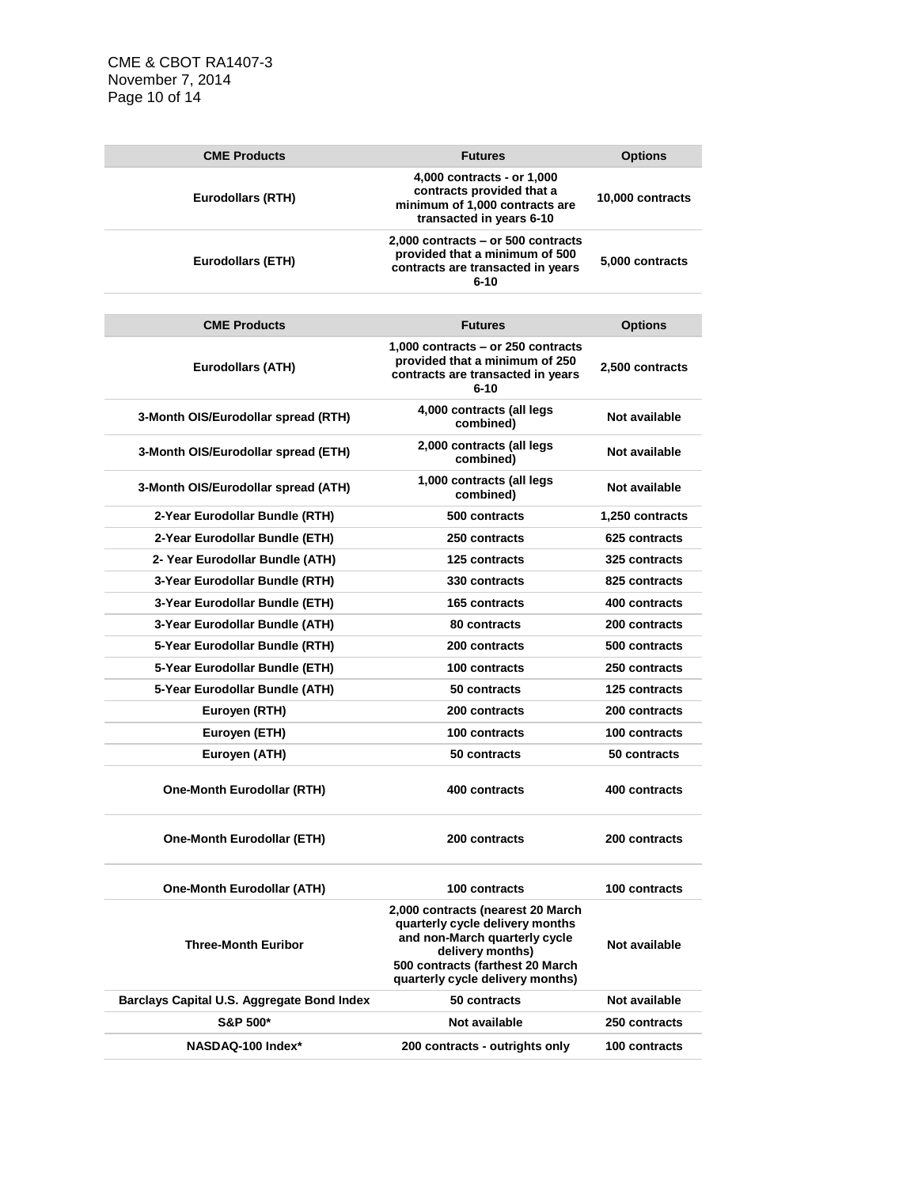| CME Products | Futures | Options |
|---|---|---|
| Eurodollars (RTH) | 4,000 contracts - or 1,000 contracts provided that a minimum of 1,000 contracts are transacted in years 6-10 | 10,000 contracts |
| Eurodollars (ETH) | 2,000 contracts – or 500 contracts provided that a minimum of 500 contracts are transacted in years 6-10 | 5,000 contracts |

| CME Products | Futures | Options |
|---|---|---|
| Eurodollars (ATH) | 1,000 contracts – or 250 contracts provided that a minimum of 250 contracts are transacted in years 6-10 | 2,500 contracts |
| 3-Month OIS/Eurodollar spread (RTH) | 4,000 contracts (all legs combined) | Not available |
| 3-Month OIS/Eurodollar spread (ETH) | 2,000 contracts (all legs combined) | Not available |
| 3-Month OIS/Eurodollar spread (ATH) | 1,000 contracts (all legs combined) | Not available |
| 2-Year Eurodollar Bundle (RTH) | 500 contracts | 1,250 contracts |
| 2-Year Eurodollar Bundle (ETH) | 250 contracts | 625 contracts |
| 2- Year Eurodollar Bundle (ATH) | 125 contracts | 325 contracts |
| 3-Year Eurodollar Bundle (RTH) | 330 contracts | 825 contracts |
| 3-Year Eurodollar Bundle (ETH) | 165 contracts | 400 contracts |
| 3-Year Eurodollar Bundle (ATH) | 80 contracts | 200 contracts |
| 5-Year Eurodollar Bundle (RTH) | 200 contracts | 500 contracts |
| 5-Year Eurodollar Bundle (ETH) | 100 contracts | 250 contracts |
| 5-Year Eurodollar Bundle (ATH) | 50 contracts | 125 contracts |
| Euroyen (RTH) | 200 contracts | 200 contracts |
| Euroyen (ETH) | 100 contracts | 100 contracts |
| Euroyen (ATH) | 50 contracts | 50 contracts |
| One-Month Eurodollar (RTH) | 400 contracts | 400 contracts |
| One-Month Eurodollar (ETH) | 200 contracts | 200 contracts |
| One-Month Eurodollar (ATH) | 100 contracts | 100 contracts |
| Three-Month Euribor | 2,000 contracts (nearest 20 March quarterly cycle delivery months and non-March quarterly cycle delivery months) 500 contracts (farthest 20 March quarterly cycle delivery months) | Not available |
| Barclays Capital U.S. Aggregate Bond Index | 50 contracts | Not available |
| S&P 500* | Not available | 250 contracts |
| NASDAQ-100 Index* | 200 contracts - outrights only | 100 contracts |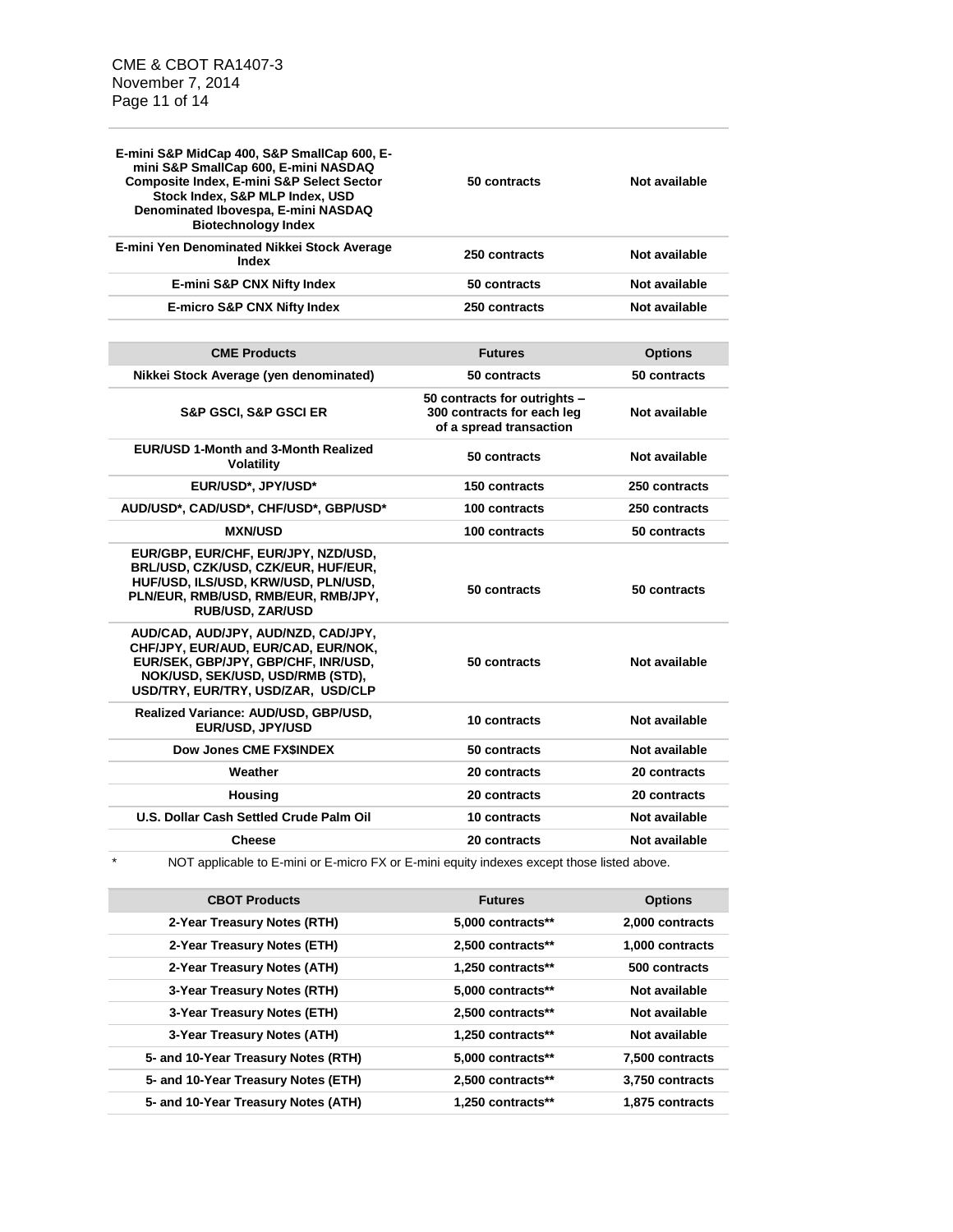| | | |
|---|---|---|
| E-mini S&P MidCap 400, S&P SmallCap 600, E-mini S&P SmallCap 600, E-mini NASDAQ Composite Index, E-mini S&P Select Sector Stock Index, S&P MLP Index, USD Denominated Ibovespa, E-mini NASDAQ Biotechnology Index | 50 contracts | Not available |
| E-mini Yen Denominated Nikkei Stock Average Index | 250 contracts | Not available |
| E-mini S&P CNX Nifty Index | 50 contracts | Not available |
| E-micro S&P CNX Nifty Index | 250 contracts | Not available |

| CME Products | Futures | Options |
|---|---|---|
| Nikkei Stock Average (yen denominated) | 50 contracts | 50 contracts |
| S&P GSCI, S&P GSCI ER | 50 contracts for outrights – 300 contracts for each leg of a spread transaction | Not available |
| EUR/USD 1-Month and 3-Month Realized Volatility | 50 contracts | Not available |
| EUR/USD*, JPY/USD* | 150 contracts | 250 contracts |
| AUD/USD*, CAD/USD*, CHF/USD*, GBP/USD* | 100 contracts | 250 contracts |
| MXN/USD | 100 contracts | 50 contracts |
| EUR/GBP, EUR/CHF, EUR/JPY, NZD/USD, BRL/USD, CZK/USD, CZK/EUR, HUF/EUR, HUF/USD, ILS/USD, KRW/USD, PLN/USD, PLN/EUR, RMB/USD, RMB/EUR, RMB/JPY, RUB/USD, ZAR/USD | 50 contracts | 50 contracts |
| AUD/CAD, AUD/JPY, AUD/NZD, CAD/JPY, CHF/JPY, EUR/AUD, EUR/CAD, EUR/NOK, EUR/SEK, GBP/JPY, GBP/CHF, INR/USD, NOK/USD, SEK/USD, USD/RMB (STD), USD/TRY, EUR/TRY, USD/ZAR, USD/CLP | 50 contracts | Not available |
| Realized Variance: AUD/USD, GBP/USD, EUR/USD, JPY/USD | 10 contracts | Not available |
| Dow Jones CME FX$INDEX | 50 contracts | Not available |
| Weather | 20 contracts | 20 contracts |
| Housing | 20 contracts | 20 contracts |
| U.S. Dollar Cash Settled Crude Palm Oil | 10 contracts | Not available |
| Cheese | 20 contracts | Not available |

\* NOT applicable to E-mini or E-micro FX or E-mini equity indexes except those listed above.

| CBOT Products | Futures | Options |
|---|---|---|
| 2-Year Treasury Notes (RTH) | 5,000 contracts** | 2,000 contracts |
| 2-Year Treasury Notes (ETH) | 2,500 contracts** | 1,000 contracts |
| 2-Year Treasury Notes (ATH) | 1,250 contracts** | 500 contracts |
| 3-Year Treasury Notes (RTH) | 5,000 contracts** | Not available |
| 3-Year Treasury Notes (ETH) | 2,500 contracts** | Not available |
| 3-Year Treasury Notes (ATH) | 1,250 contracts** | Not available |
| 5- and 10-Year Treasury Notes (RTH) | 5,000 contracts** | 7,500 contracts |
| 5- and 10-Year Treasury Notes (ETH) | 2,500 contracts** | 3,750 contracts |
| 5- and 10-Year Treasury Notes (ATH) | 1,250 contracts** | 1,875 contracts |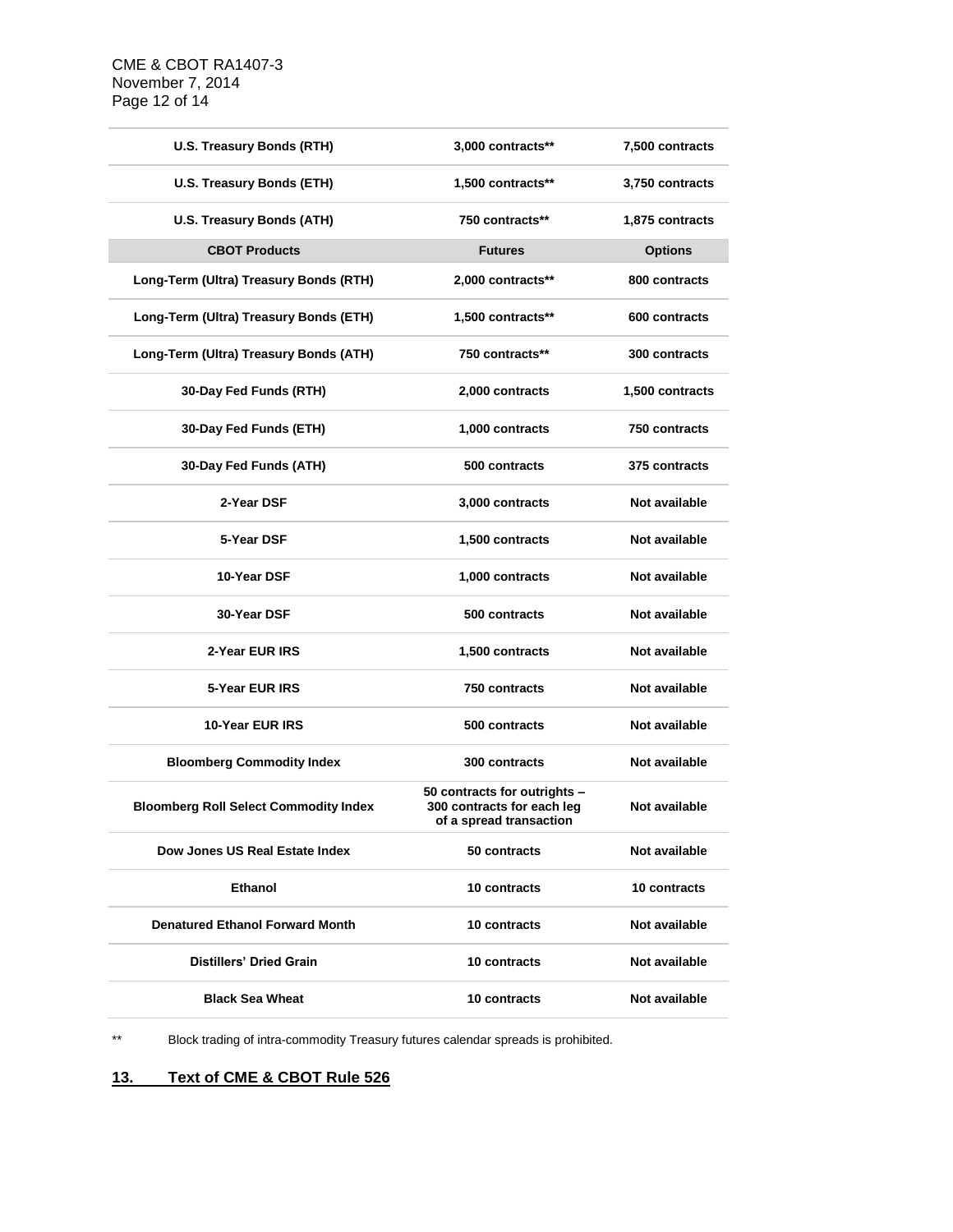| | | |
|---|---|---|
| U.S. Treasury Bonds (RTH) | 3,000 contracts** | 7,500 contracts |
| U.S. Treasury Bonds (ETH) | 1,500 contracts** | 3,750 contracts |
| U.S. Treasury Bonds (ATH) | 750 contracts** | 1,875 contracts |
| **CBOT Products** | **Futures** | **Options** |
| Long-Term (Ultra) Treasury Bonds (RTH) | 2,000 contracts** | 800 contracts |
| Long-Term (Ultra) Treasury Bonds (ETH) | 1,500 contracts** | 600 contracts |
| Long-Term (Ultra) Treasury Bonds (ATH) | 750 contracts** | 300 contracts |
| 30-Day Fed Funds (RTH) | 2,000 contracts | 1,500 contracts |
| 30-Day Fed Funds (ETH) | 1,000 contracts | 750 contracts |
| 30-Day Fed Funds (ATH) | 500 contracts | 375 contracts |
| 2-Year DSF | 3,000 contracts | Not available |
| 5-Year DSF | 1,500 contracts | Not available |
| 10-Year DSF | 1,000 contracts | Not available |
| 30-Year DSF | 500 contracts | Not available |
| 2-Year EUR IRS | 1,500 contracts | Not available |
| 5-Year EUR IRS | 750 contracts | Not available |
| 10-Year EUR IRS | 500 contracts | Not available |
| Bloomberg Commodity Index | 300 contracts | Not available |
| Bloomberg Roll Select Commodity Index | 50 contracts for outrights – 300 contracts for each leg of a spread transaction | Not available |
| Dow Jones US Real Estate Index | 50 contracts | Not available |
| Ethanol | 10 contracts | 10 contracts |
| Denatured Ethanol Forward Month | 10 contracts | Not available |
| Distillers' Dried Grain | 10 contracts | Not available |
| Black Sea Wheat | 10 contracts | Not available |

** Block trading of intra-commodity Treasury futures calendar spreads is prohibited.

## 13. Text of CME & CBOT Rule 526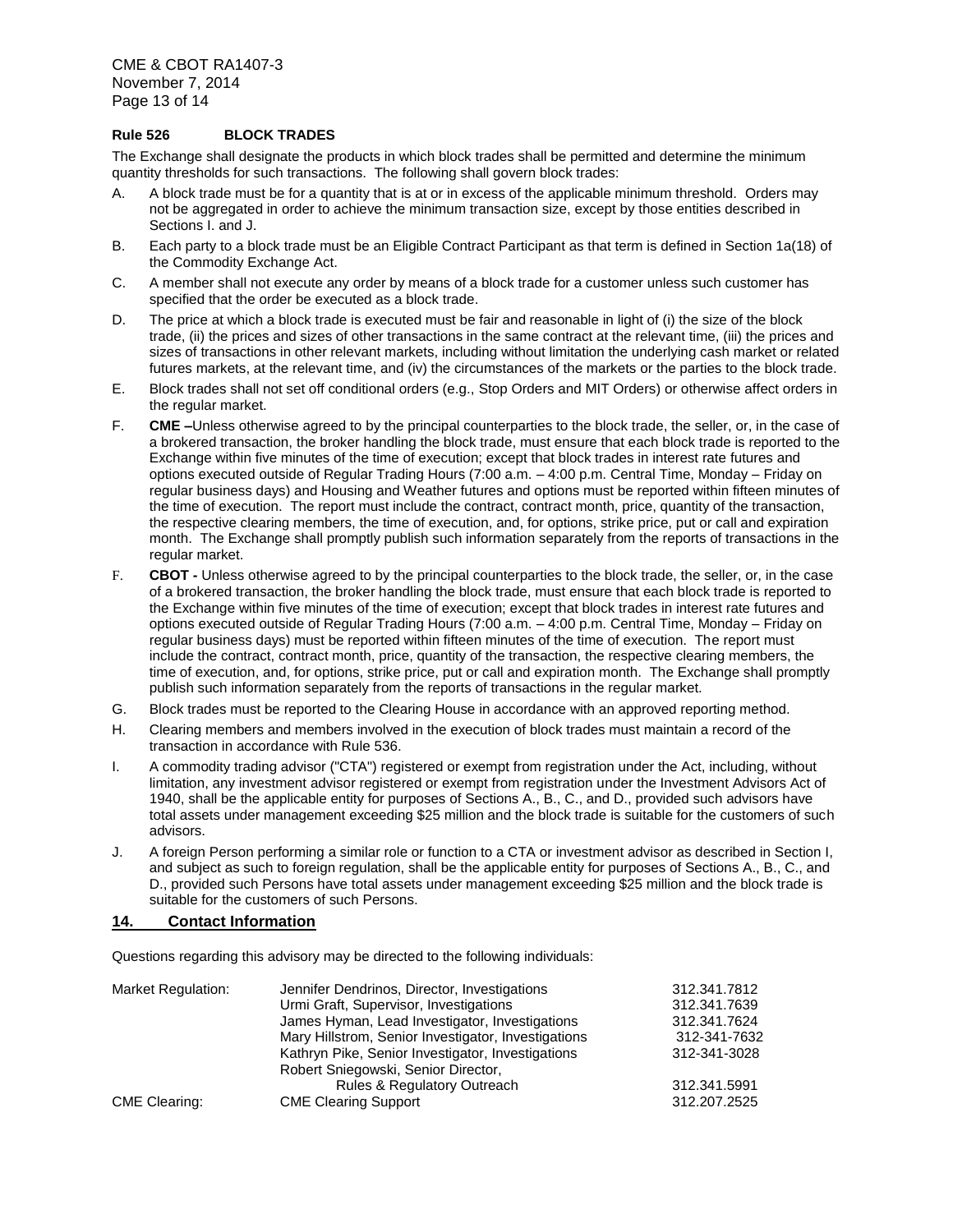### Rule 526 BLOCK TRADES

The Exchange shall designate the products in which block trades shall be permitted and determine the minimum quantity thresholds for such transactions. The following shall govern block trades:

A. A block trade must be for a quantity that is at or in excess of the applicable minimum threshold. Orders may not be aggregated in order to achieve the minimum transaction size, except by those entities described in Sections I. and J.

B. Each party to a block trade must be an Eligible Contract Participant as that term is defined in Section 1a(18) of the Commodity Exchange Act.

C. A member shall not execute any order by means of a block trade for a customer unless such customer has specified that the order be executed as a block trade.

D. The price at which a block trade is executed must be fair and reasonable in light of (i) the size of the block trade, (ii) the prices and sizes of other transactions in the same contract at the relevant time, (iii) the prices and sizes of transactions in other relevant markets, including without limitation the underlying cash market or related futures markets, at the relevant time, and (iv) the circumstances of the markets or the parties to the block trade.

E. Block trades shall not set off conditional orders (e.g., Stop Orders and MIT Orders) or otherwise affect orders in the regular market.

F. **CME –**Unless otherwise agreed to by the principal counterparties to the block trade, the seller, or, in the case of a brokered transaction, the broker handling the block trade, must ensure that each block trade is reported to the Exchange within five minutes of the time of execution; except that block trades in interest rate futures and options executed outside of Regular Trading Hours (7:00 a.m. – 4:00 p.m. Central Time, Monday – Friday on regular business days) and Housing and Weather futures and options must be reported within fifteen minutes of the time of execution. The report must include the contract, contract month, price, quantity of the transaction, the respective clearing members, the time of execution, and, for options, strike price, put or call and expiration month. The Exchange shall promptly publish such information separately from the reports of transactions in the regular market.

F. **CBOT -** Unless otherwise agreed to by the principal counterparties to the block trade, the seller, or, in the case of a brokered transaction, the broker handling the block trade, must ensure that each block trade is reported to the Exchange within five minutes of the time of execution; except that block trades in interest rate futures and options executed outside of Regular Trading Hours (7:00 a.m. – 4:00 p.m. Central Time, Monday – Friday on regular business days) must be reported within fifteen minutes of the time of execution. The report must include the contract, contract month, price, quantity of the transaction, the respective clearing members, the time of execution, and, for options, strike price, put or call and expiration month. The Exchange shall promptly publish such information separately from the reports of transactions in the regular market.

G. Block trades must be reported to the Clearing House in accordance with an approved reporting method.

H. Clearing members and members involved in the execution of block trades must maintain a record of the transaction in accordance with Rule 536.

I. A commodity trading advisor ("CTA") registered or exempt from registration under the Act, including, without limitation, any investment advisor registered or exempt from registration under the Investment Advisors Act of 1940, shall be the applicable entity for purposes of Sections A., B., C., and D., provided such advisors have total assets under management exceeding $25 million and the block trade is suitable for the customers of such advisors.

J. A foreign Person performing a similar role or function to a CTA or investment advisor as described in Section I, and subject as such to foreign regulation, shall be the applicable entity for purposes of Sections A., B., C., and D., provided such Persons have total assets under management exceeding $25 million and the block trade is suitable for the customers of such Persons.

## 14. Contact Information

Questions regarding this advisory may be directed to the following individuals:

| | | |
|---|---|---|
| Market Regulation: | Jennifer Dendrinos, Director, Investigations | 312.341.7812 |
| | Urmi Graft, Supervisor, Investigations | 312.341.7639 |
| | James Hyman, Lead Investigator, Investigations | 312.341.7624 |
| | Mary Hillstrom, Senior Investigator, Investigations | 312-341-7632 |
| | Kathryn Pike, Senior Investigator, Investigations | 312-341-3028 |
| | Robert Sniegowski, Senior Director, Rules & Regulatory Outreach | 312.341.5991 |
| CME Clearing: | CME Clearing Support | 312.207.2525 |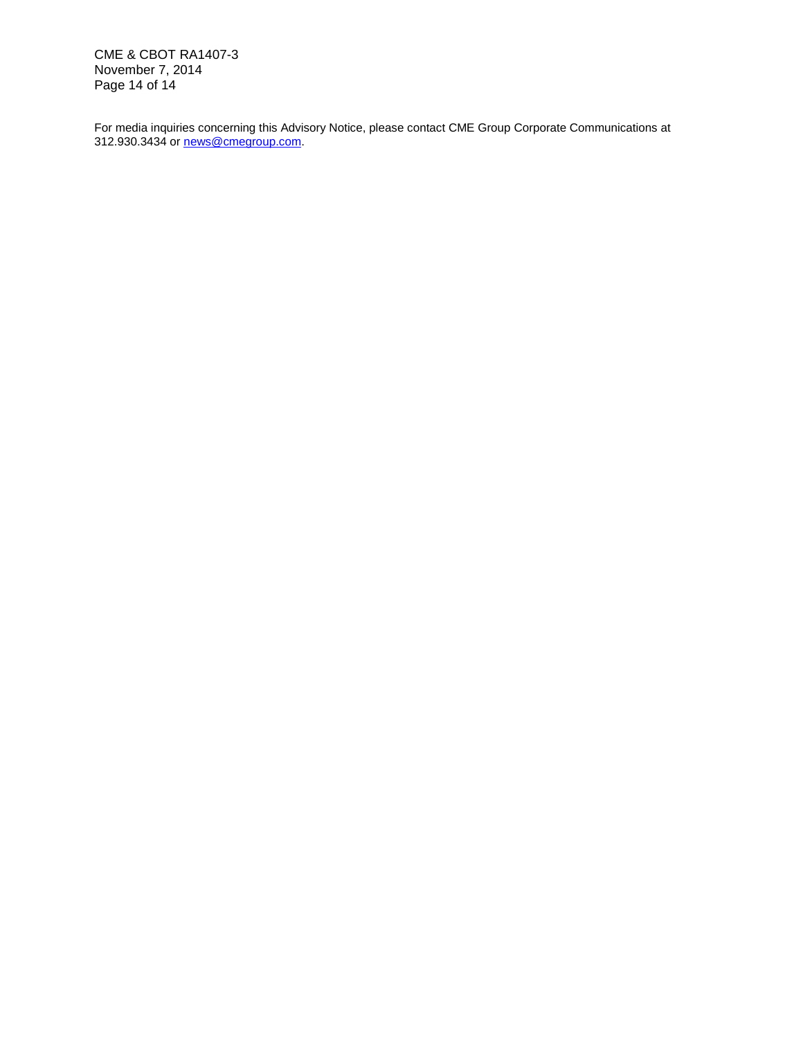For media inquiries concerning this Advisory Notice, please contact CME Group Corporate Communications at 312.930.3434 or news@cmegroup.com.